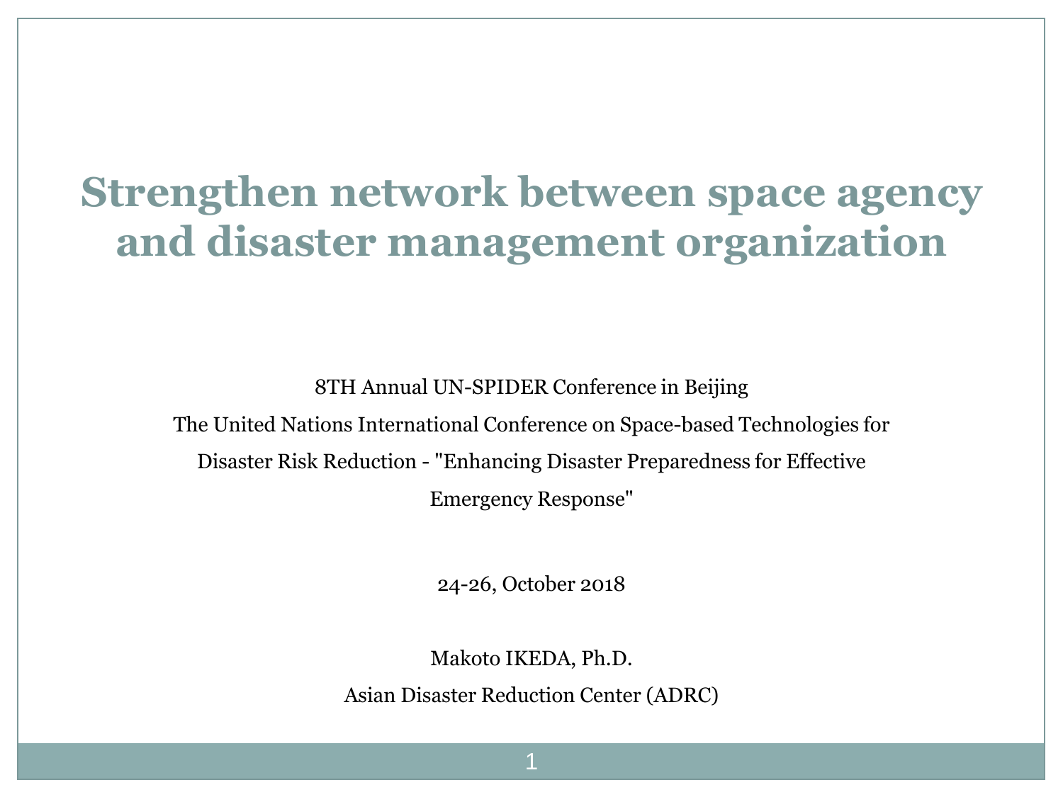# Strengthen network between space agency and disaster management organization

8TH Annual UN-SPIDER Conference in Beijing

The United Nations International Conference on Space-based Technologies for Disaster Risk Reduction - "Enhancing Disaster Preparedness for Effective Emergency Response"

24-26, October 2018

Makoto IKEDA, Ph.D.

Asian Disaster Reduction Center (ADRC)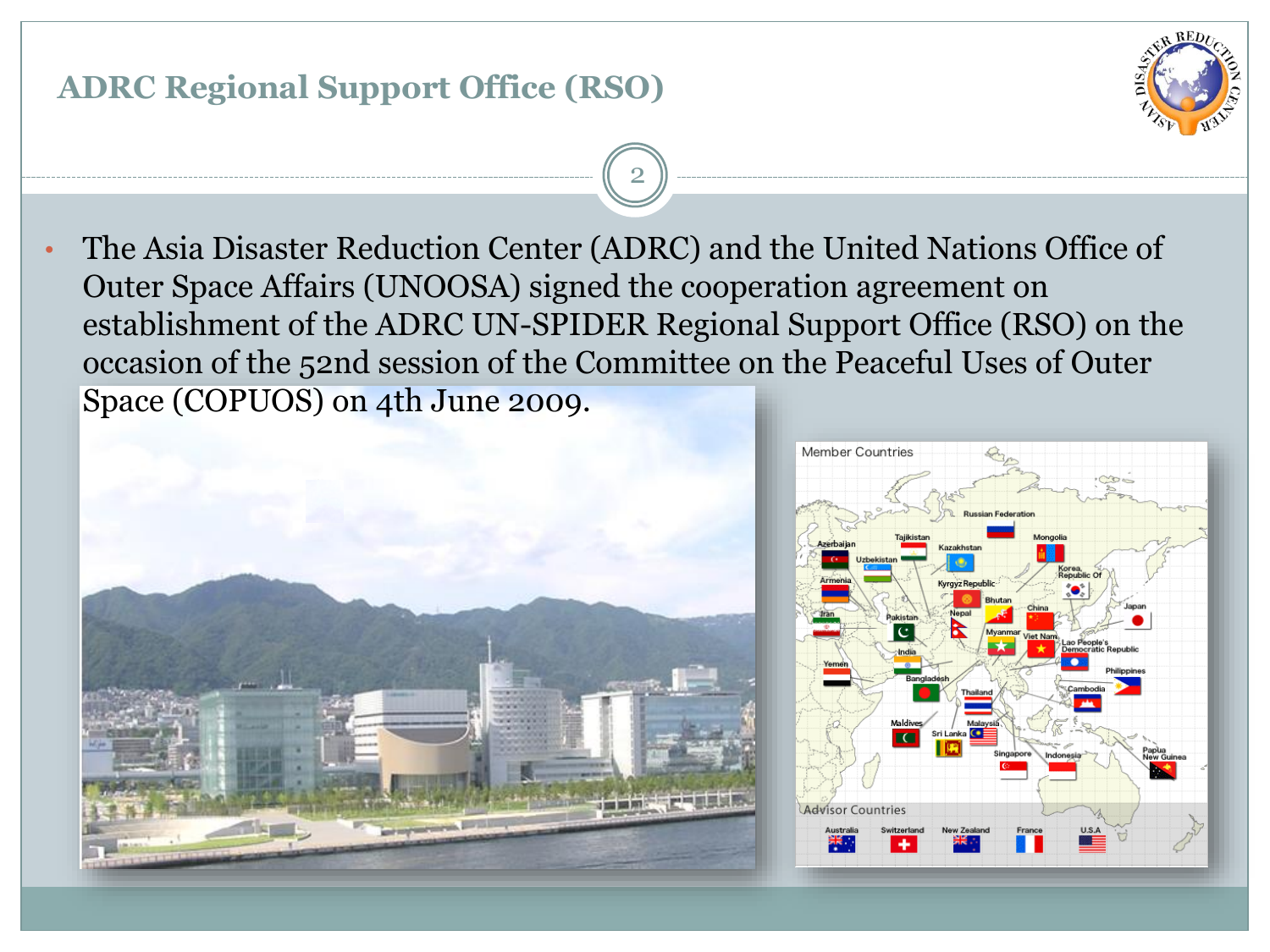# ADRC Regional Support Office (RSO)

- The Asia Disaster Reduction Center (ADRC) and the United Nations Office of Outer Space Affairs (UNOOSA) signed the cooperation agreement on establishment of the ADRC UN-SPIDER Regional Support Office (RSO) on the occasion of the 52nd session of the Committee on the Peaceful Uses of Outer Space (COPUOS) on 4th June 2009.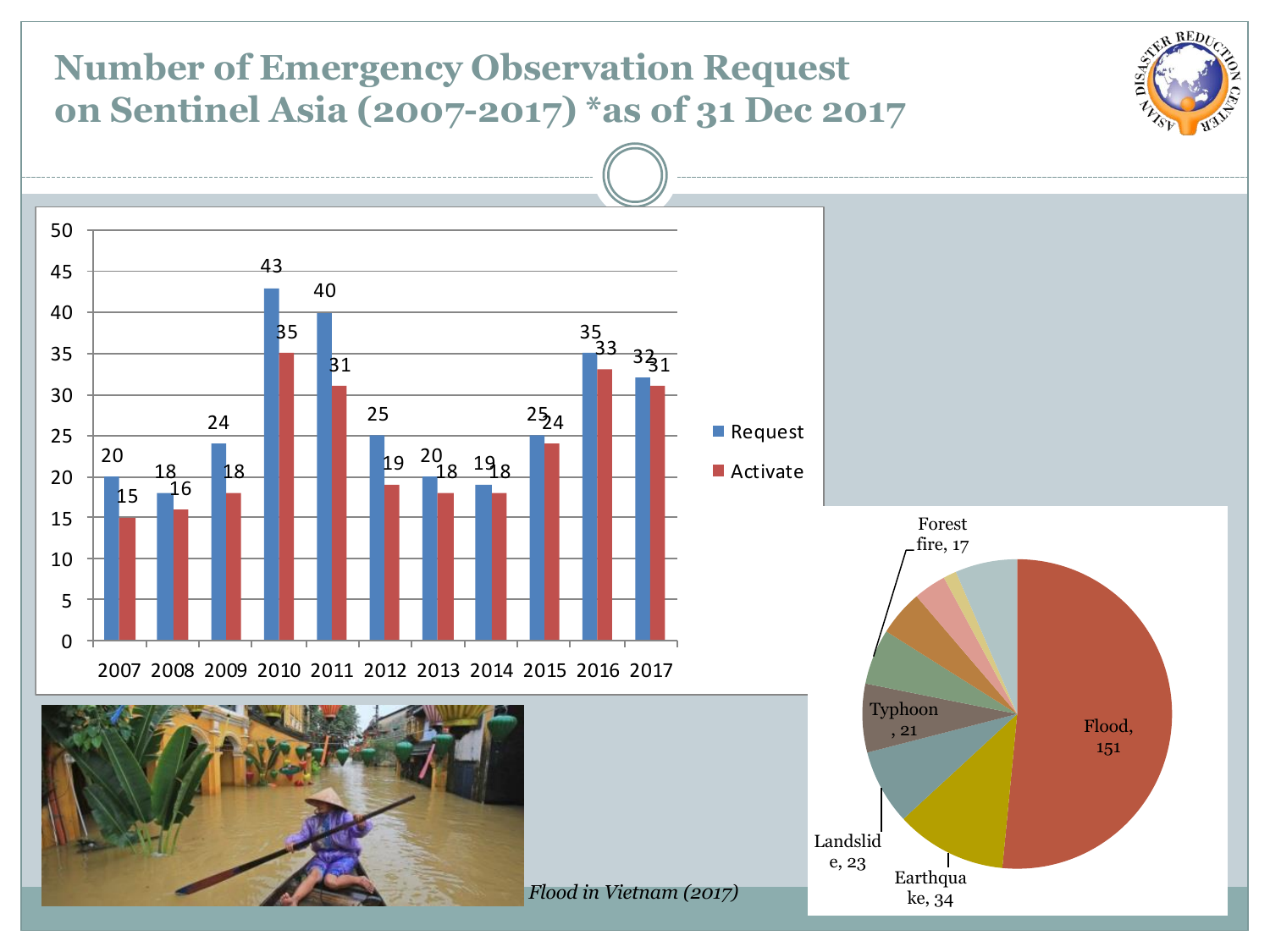# Number of Emergency Observation Request on Sentinel Asia (2007-2017) *as of 31 Dec 2017

| Year | Request | Activate |
|---|---|---|
| 2007 | 20 | 15 |
| 2008 | 18 | 16 |
| 2009 | 24 | 18 |
| 2010 | 43 | 35 |
| 2011 | 40 | 31 |
| 2012 | 25 | 19 |
| 2013 | 20 | 18 |
| 2014 | 19 | 18 |
| 2015 | 25 | 24 |
| 2016 | 35 | 33 |
| 2017 | 32 | 31 |

| Disaster type | Number |
|---|---|
| Flood | 151 |
| Earthquake | 34 |
| Landslide | 23 |
| Typhoon | 21 |
| Forest fire | 17 |

*Flood in Vietnam (2017)*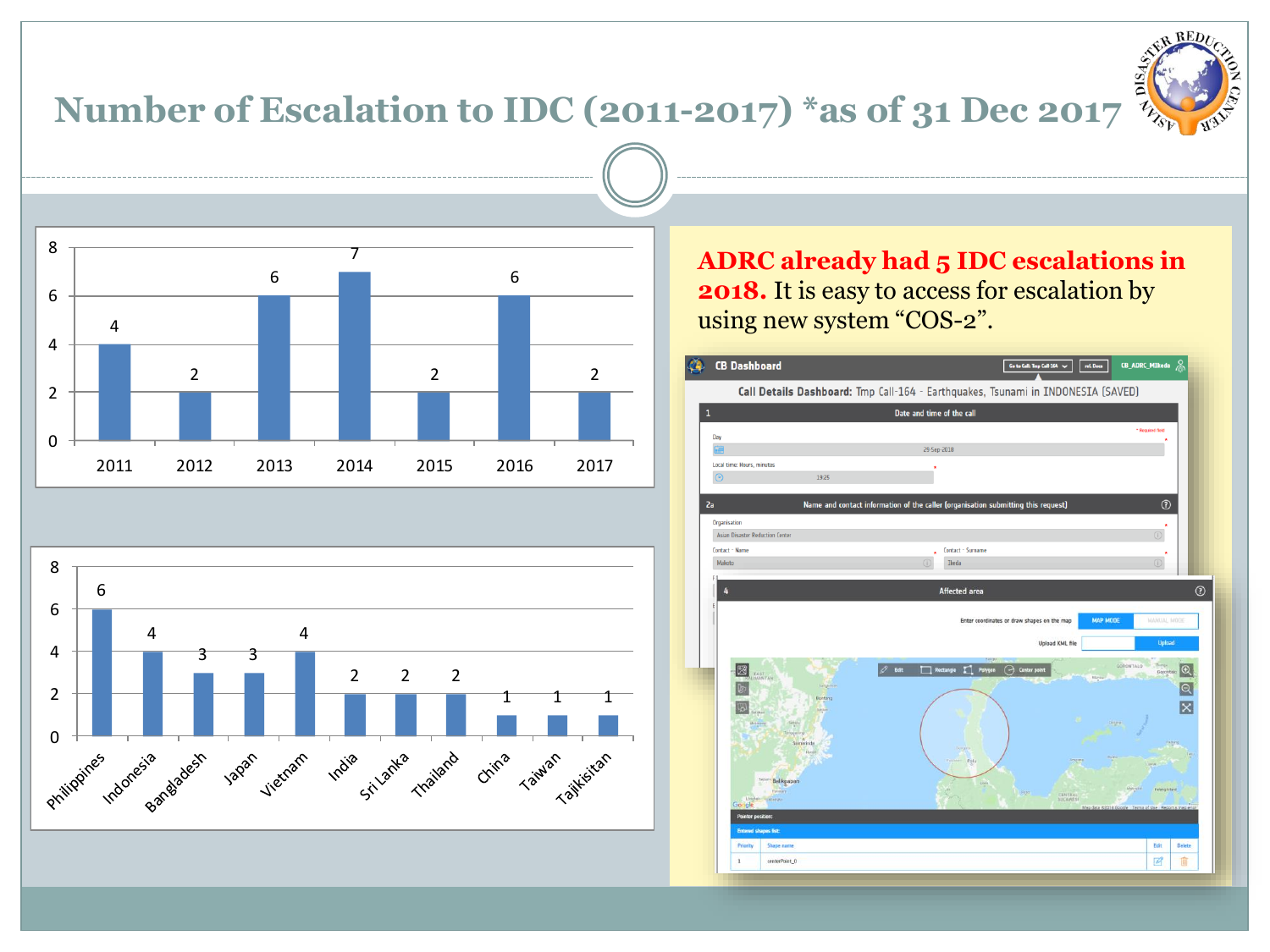# Number of Escalation to IDC (2011-2017) *as of 31 Dec 2017

| Year | Number of Escalations |
| --- | --- |
| 2011 | 4 |
| 2012 | 2 |
| 2013 | 6 |
| 2014 | 7 |
| 2015 | 2 |
| 2016 | 6 |
| 2017 | 2 |

| Country | Number of Escalations |
| --- | --- |
| Philippines | 6 |
| Indonesia | 4 |
| Bangladesh | 3 |
| Japan | 3 |
| Vietnam | 4 |
| India | 2 |
| Sri Lanka | 2 |
| Thailand | 2 |
| China | 1 |
| Taiwan | 1 |
| Tajikisitan | 1 |

**ADRC already had 5 IDC escalations in 2018.** It is easy to access for escalation by using new system "COS-2".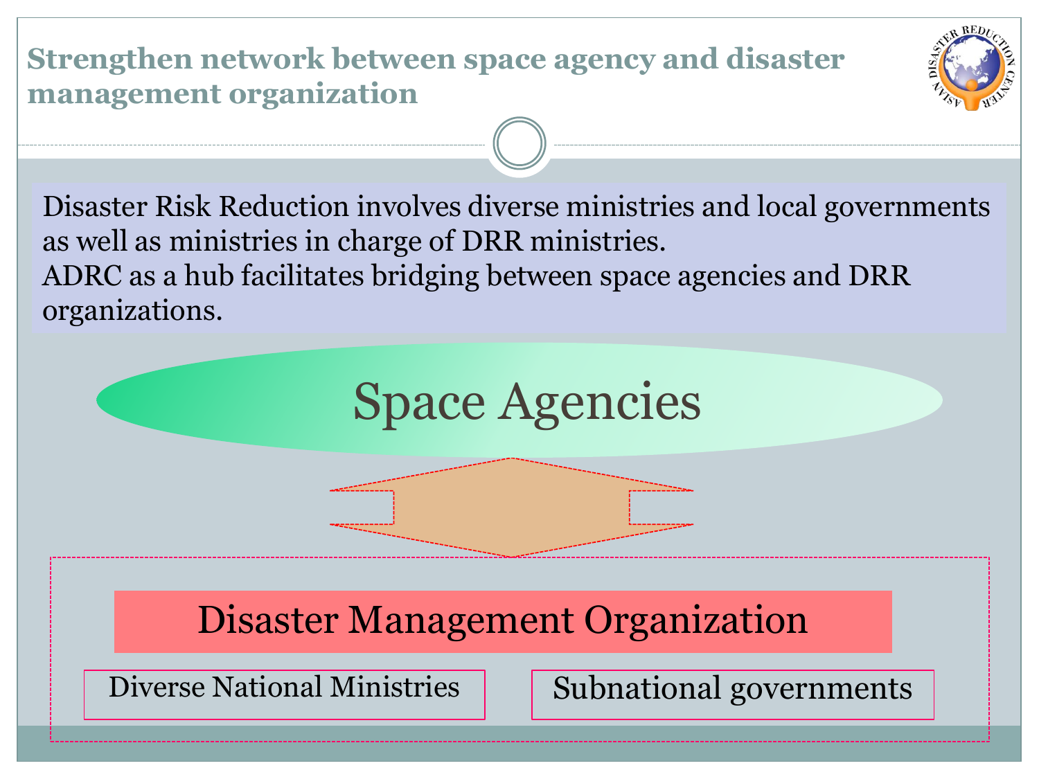# Strengthen network between space agency and disaster management organization

Disaster Risk Reduction involves diverse ministries and local governments as well as ministries in charge of DRR ministries.
ADRC as a hub facilitates bridging between space agencies and DRR organizations.

Space Agencies

Disaster Management Organization

Diverse National Ministries

Subnational governments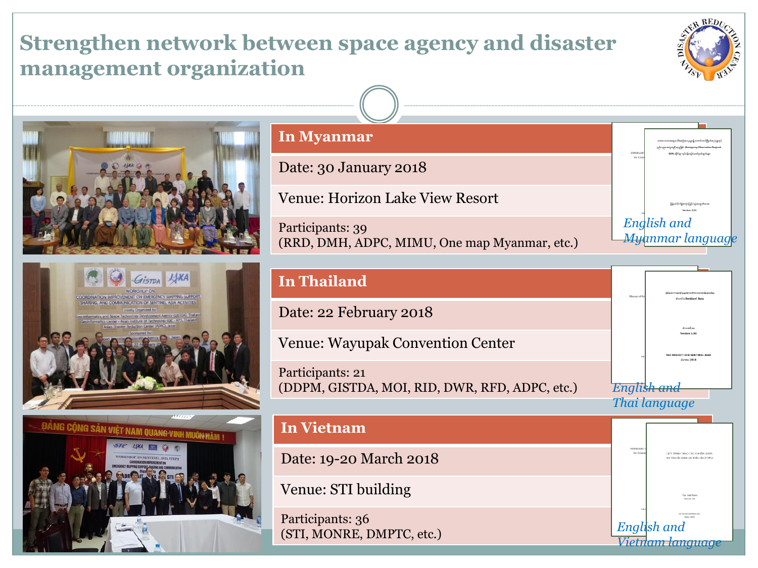# Strengthen network between space agency and disaster management organization

## In Myanmar

Date: 30 January 2018

Venue: Horizon Lake View Resort

Participants: 39
(RRD, DMH, ADPC, MIMU, One map Myanmar, etc.)

*English and Myanmar language*

## In Thailand

Date: 22 February 2018

Venue: Wayupak Convention Center

Participants: 21
(DDPM, GISTDA, MOI, RID, DWR, RFD, ADPC, etc.)

*English and Thai language*

## In Vietnam

Date: 19-20 March 2018

Venue: STI building

Participants: 36
(STI, MONRE, DMPTC, etc.)

*English and Vietnam language*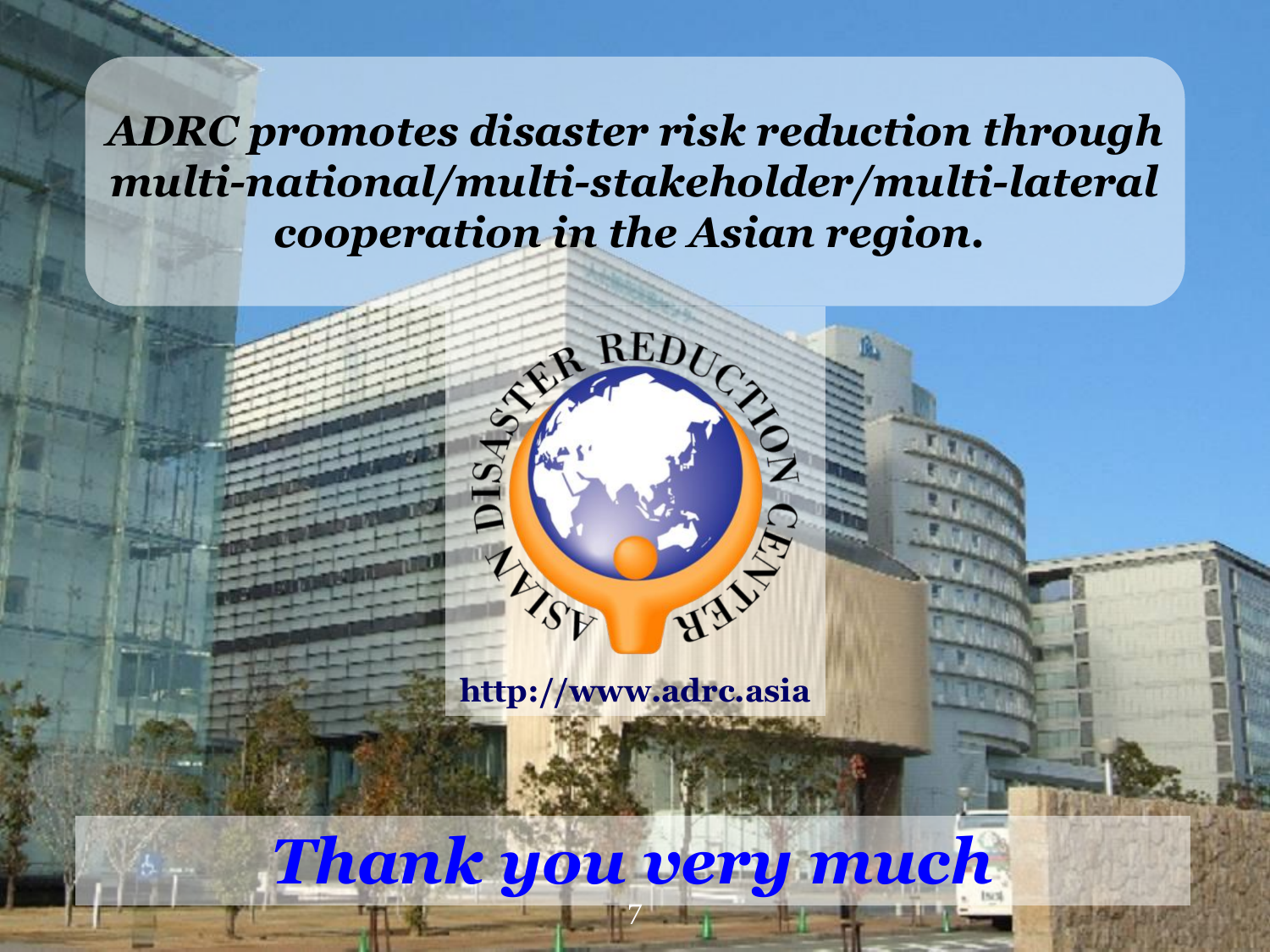***ADRC promotes disaster risk reduction through multi-national/multi-stakeholder/multi-lateral cooperation in the Asian region.***

ASIAN DISASTER REDUCTION CENTER

**http://www.adrc.asia**

***Thank you very much***